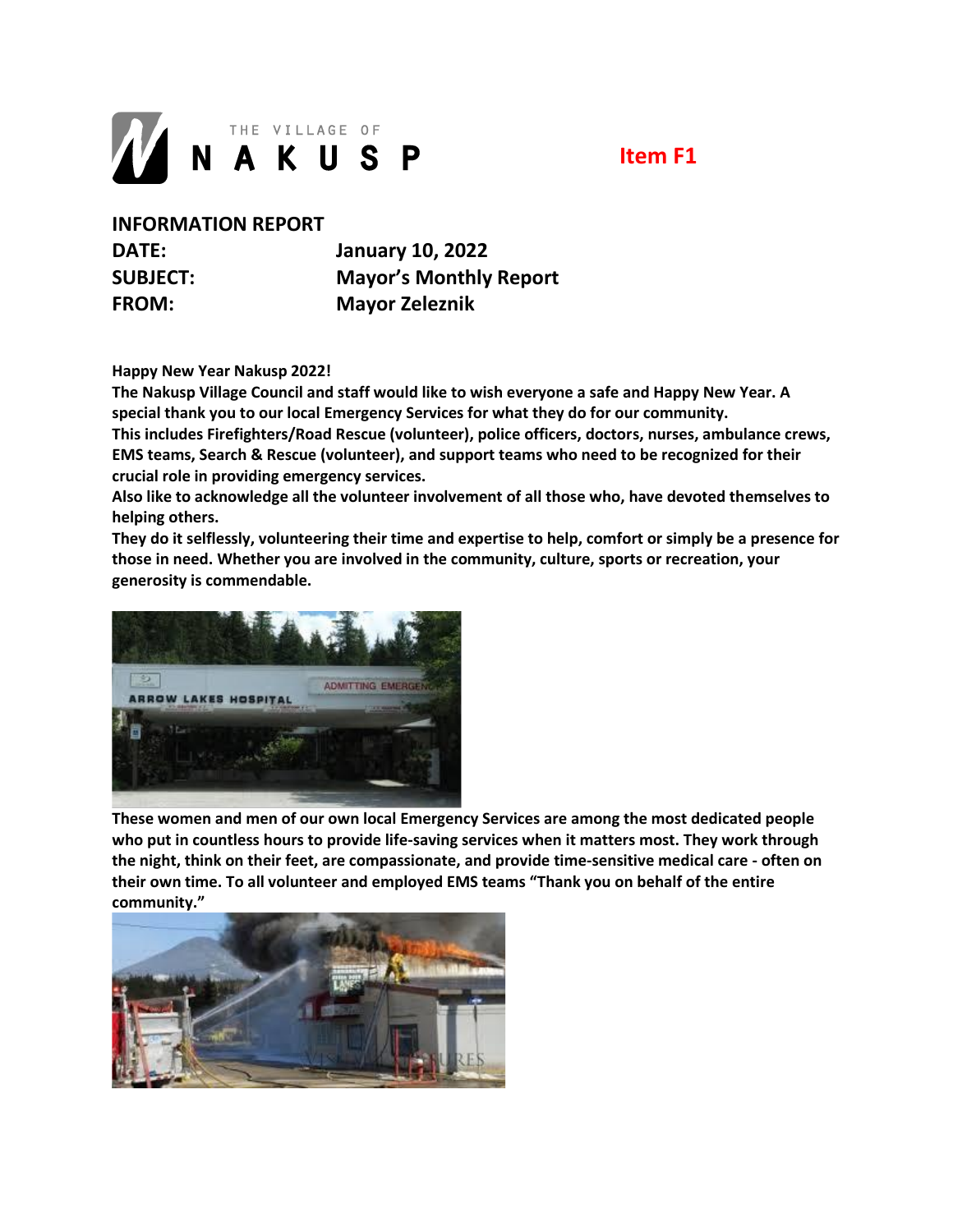THE VILLAGE OF
# NAKUSP

**Item F1**

**INFORMATION REPORT**

**DATE:** January 10, 2022
**SUBJECT:** Mayor's Monthly Report
**FROM:** Mayor Zeleznik

**Happy New Year Nakusp 2022!**

**The Nakusp Village Council and staff would like to wish everyone a safe and Happy New Year. A special thank you to our local Emergency Services for what they do for our community.**

**This includes Firefighters/Road Rescue (volunteer), police officers, doctors, nurses, ambulance crews, EMS teams, Search & Rescue (volunteer), and support teams who need to be recognized for their crucial role in providing emergency services.**

**Also like to acknowledge all the volunteer involvement of all those who, have devoted themselves to helping others.**

**They do it selflessly, volunteering their time and expertise to help, comfort or simply be a presence for those in need. Whether you are involved in the community, culture, sports or recreation, your generosity is commendable.**

**These women and men of our own local Emergency Services are among the most dedicated people who put in countless hours to provide life-saving services when it matters most. They work through the night, think on their feet, are compassionate, and provide time-sensitive medical care - often on their own time. To all volunteer and employed EMS teams "Thank you on behalf of the entire community."**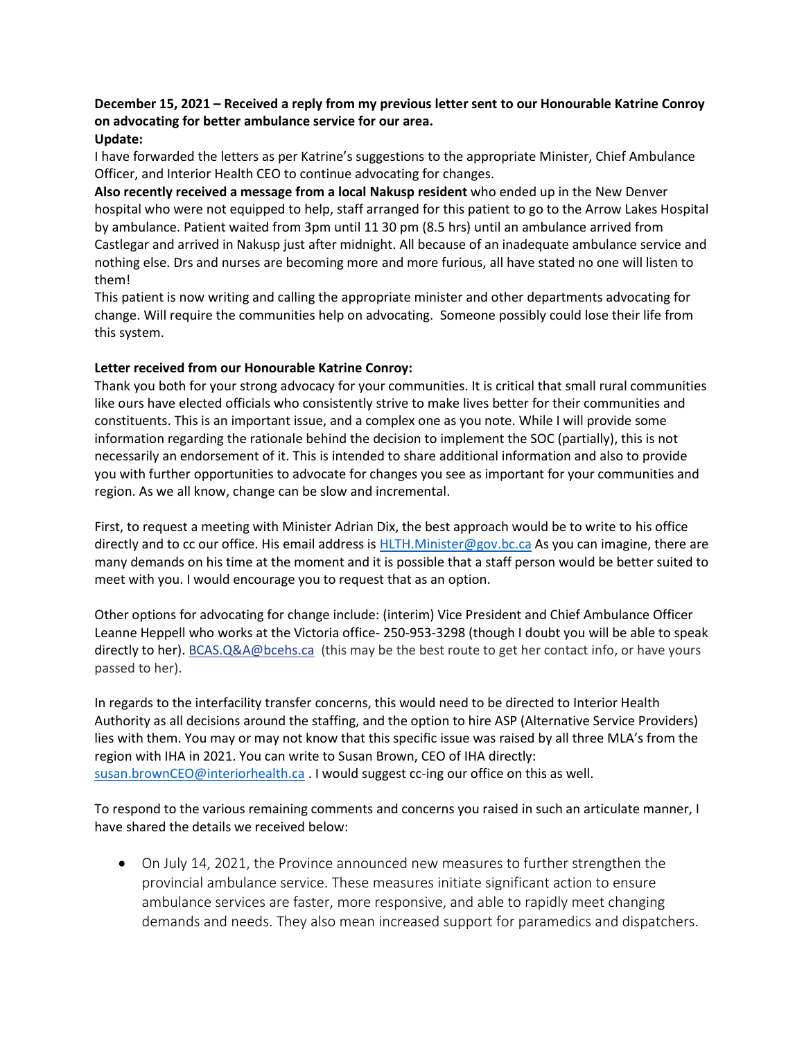**December 15, 2021 – Received a reply from my previous letter sent to our Honourable Katrine Conroy on advocating for better ambulance service for our area.**

**Update:**

I have forwarded the letters as per Katrine's suggestions to the appropriate Minister, Chief Ambulance Officer, and Interior Health CEO to continue advocating for changes.

**Also recently received a message from a local Nakusp resident** who ended up in the New Denver hospital who were not equipped to help, staff arranged for this patient to go to the Arrow Lakes Hospital by ambulance. Patient waited from 3pm until 11 30 pm (8.5 hrs) until an ambulance arrived from Castlegar and arrived in Nakusp just after midnight. All because of an inadequate ambulance service and nothing else. Drs and nurses are becoming more and more furious, all have stated no one will listen to them!

This patient is now writing and calling the appropriate minister and other departments advocating for change. Will require the communities help on advocating. Someone possibly could lose their life from this system.

**Letter received from our Honourable Katrine Conroy:**

Thank you both for your strong advocacy for your communities. It is critical that small rural communities like ours have elected officials who consistently strive to make lives better for their communities and constituents. This is an important issue, and a complex one as you note. While I will provide some information regarding the rationale behind the decision to implement the SOC (partially), this is not necessarily an endorsement of it. This is intended to share additional information and also to provide you with further opportunities to advocate for changes you see as important for your communities and region. As we all know, change can be slow and incremental.

First, to request a meeting with Minister Adrian Dix, the best approach would be to write to his office directly and to cc our office. His email address is HLTH.Minister@gov.bc.ca As you can imagine, there are many demands on his time at the moment and it is possible that a staff person would be better suited to meet with you. I would encourage you to request that as an option.

Other options for advocating for change include: (interim) Vice President and Chief Ambulance Officer Leanne Heppell who works at the Victoria office- 250-953-3298 (though I doubt you will be able to speak directly to her). BCAS.Q&A@bcehs.ca (this may be the best route to get her contact info, or have yours passed to her).

In regards to the interfacility transfer concerns, this would need to be directed to Interior Health Authority as all decisions around the staffing, and the option to hire ASP (Alternative Service Providers) lies with them. You may or may not know that this specific issue was raised by all three MLA's from the region with IHA in 2021. You can write to Susan Brown, CEO of IHA directly: susan.brownCEO@interiorhealth.ca . I would suggest cc-ing our office on this as well.

To respond to the various remaining comments and concerns you raised in such an articulate manner, I have shared the details we received below:

- On July 14, 2021, the Province announced new measures to further strengthen the provincial ambulance service. These measures initiate significant action to ensure ambulance services are faster, more responsive, and able to rapidly meet changing demands and needs. They also mean increased support for paramedics and dispatchers.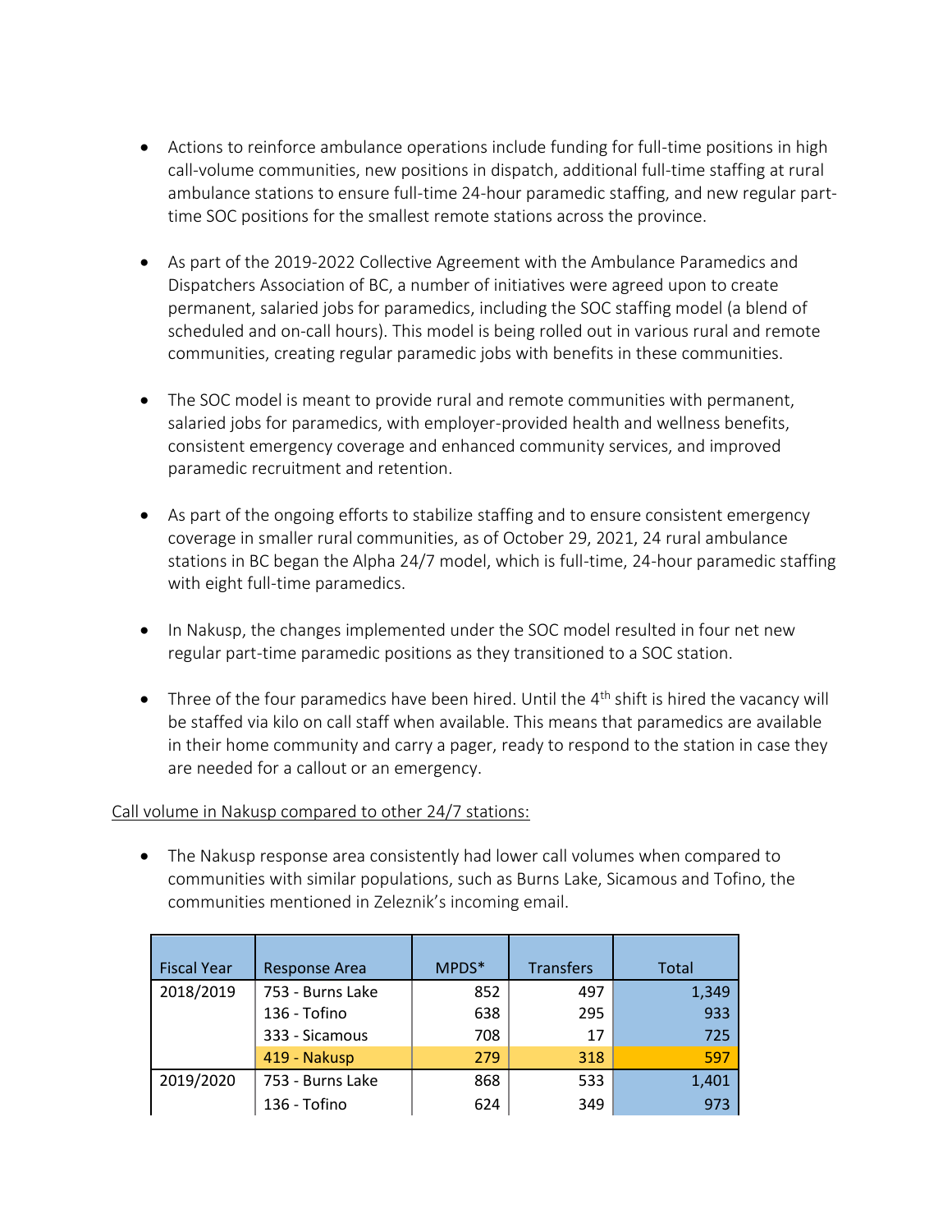- Actions to reinforce ambulance operations include funding for full-time positions in high call-volume communities, new positions in dispatch, additional full-time staffing at rural ambulance stations to ensure full-time 24-hour paramedic staffing, and new regular part-time SOC positions for the smallest remote stations across the province.

- As part of the 2019-2022 Collective Agreement with the Ambulance Paramedics and Dispatchers Association of BC, a number of initiatives were agreed upon to create permanent, salaried jobs for paramedics, including the SOC staffing model (a blend of scheduled and on-call hours). This model is being rolled out in various rural and remote communities, creating regular paramedic jobs with benefits in these communities.

- The SOC model is meant to provide rural and remote communities with permanent, salaried jobs for paramedics, with employer-provided health and wellness benefits, consistent emergency coverage and enhanced community services, and improved paramedic recruitment and retention.

- As part of the ongoing efforts to stabilize staffing and to ensure consistent emergency coverage in smaller rural communities, as of October 29, 2021, 24 rural ambulance stations in BC began the Alpha 24/7 model, which is full-time, 24-hour paramedic staffing with eight full-time paramedics.

- In Nakusp, the changes implemented under the SOC model resulted in four net new regular part-time paramedic positions as they transitioned to a SOC station.

- Three of the four paramedics have been hired. Until the 4th shift is hired the vacancy will be staffed via kilo on call staff when available. This means that paramedics are available in their home community and carry a pager, ready to respond to the station in case they are needed for a callout or an emergency.

Call volume in Nakusp compared to other 24/7 stations:

- The Nakusp response area consistently had lower call volumes when compared to communities with similar populations, such as Burns Lake, Sicamous and Tofino, the communities mentioned in Zeleznik's incoming email.

| Fiscal Year | Response Area | MPDS* | Transfers | Total |
|---|---|---|---|---|
| 2018/2019 | 753 - Burns Lake | 852 | 497 | 1,349 |
| | 136 - Tofino | 638 | 295 | 933 |
| | 333 - Sicamous | 708 | 17 | 725 |
| | 419 - Nakusp | 279 | 318 | 597 |
| 2019/2020 | 753 - Burns Lake | 868 | 533 | 1,401 |
| | 136 - Tofino | 624 | 349 | 973 |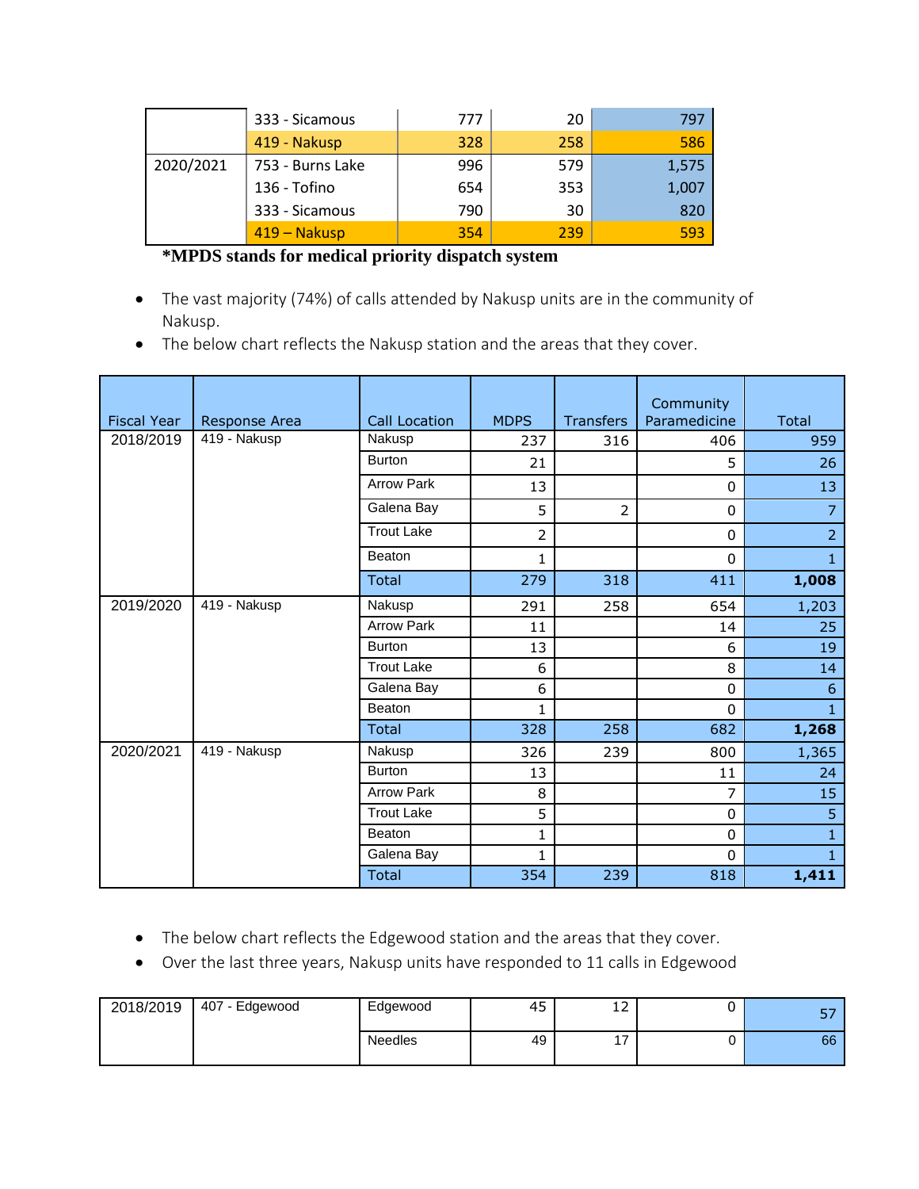| | | | | |
|---|---|---|---|---|
| | 333 - Sicamous | 777 | 20 | 797 |
| | 419 - Nakusp | 328 | 258 | 586 |
| 2020/2021 | 753 - Burns Lake | 996 | 579 | 1,575 |
| | 136 - Tofino | 654 | 353 | 1,007 |
| | 333 - Sicamous | 790 | 30 | 820 |
| | 419 – Nakusp | 354 | 239 | 593 |

**\*MPDS stands for medical priority dispatch system**

- The vast majority (74%) of calls attended by Nakusp units are in the community of Nakusp.
- The below chart reflects the Nakusp station and the areas that they cover.

| Fiscal Year | Response Area | Call Location | MDPS | Transfers | Community Paramedicine | Total |
|---|---|---|---|---|---|---|
| 2018/2019 | 419 - Nakusp | Nakusp | 237 | 316 | 406 | 959 |
| | | Burton | 21 | | 5 | 26 |
| | | Arrow Park | 13 | | 0 | 13 |
| | | Galena Bay | 5 | 2 | 0 | 7 |
| | | Trout Lake | 2 | | 0 | 2 |
| | | Beaton | 1 | | 0 | 1 |
| | | Total | 279 | 318 | 411 | **1,008** |
| 2019/2020 | 419 - Nakusp | Nakusp | 291 | 258 | 654 | 1,203 |
| | | Arrow Park | 11 | | 14 | 25 |
| | | Burton | 13 | | 6 | 19 |
| | | Trout Lake | 6 | | 8 | 14 |
| | | Galena Bay | 6 | | 0 | 6 |
| | | Beaton | 1 | | 0 | 1 |
| | | Total | 328 | 258 | 682 | **1,268** |
| 2020/2021 | 419 - Nakusp | Nakusp | 326 | 239 | 800 | 1,365 |
| | | Burton | 13 | | 11 | 24 |
| | | Arrow Park | 8 | | 7 | 15 |
| | | Trout Lake | 5 | | 0 | 5 |
| | | Beaton | 1 | | 0 | 1 |
| | | Galena Bay | 1 | | 0 | 1 |
| | | Total | 354 | 239 | 818 | **1,411** |

- The below chart reflects the Edgewood station and the areas that they cover.
- Over the last three years, Nakusp units have responded to 11 calls in Edgewood

| | | | | | | |
|---|---|---|---|---|---|---|
| 2018/2019 | 407 - Edgewood | Edgewood | 45 | 12 | 0 | 57 |
| | | Needles | 49 | 17 | 0 | 66 |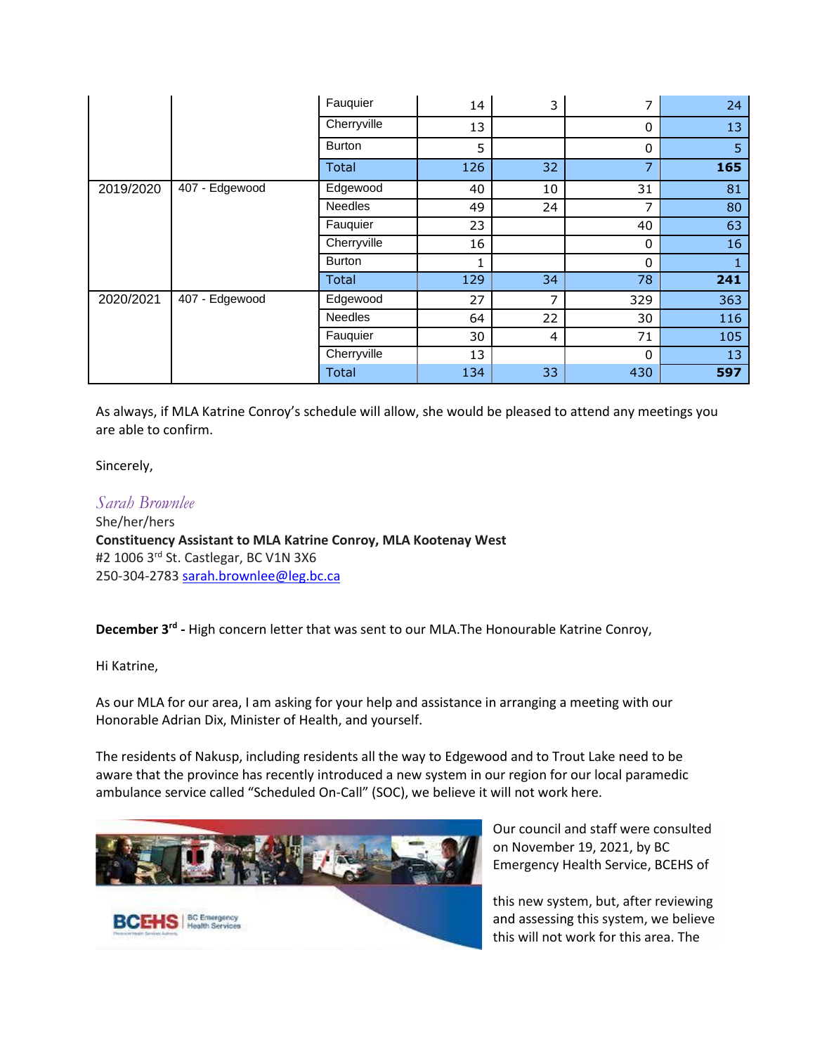| | | Fauquier | 14 | 3 | 7 | 24 |
|---|---|---|---|---|---|---|
| | | Cherryville | 13 | | 0 | 13 |
| | | Burton | 5 | | 0 | 5 |
| | | Total | 126 | 32 | 7 | **165** |
| 2019/2020 | 407 - Edgewood | Edgewood | 40 | 10 | 31 | 81 |
| | | Needles | 49 | 24 | 7 | 80 |
| | | Fauquier | 23 | | 40 | 63 |
| | | Cherryville | 16 | | 0 | 16 |
| | | Burton | 1 | | 0 | 1 |
| | | Total | 129 | 34 | 78 | **241** |
| 2020/2021 | 407 - Edgewood | Edgewood | 27 | 7 | 329 | 363 |
| | | Needles | 64 | 22 | 30 | 116 |
| | | Fauquier | 30 | 4 | 71 | 105 |
| | | Cherryville | 13 | | 0 | 13 |
| | | Total | 134 | 33 | 430 | **597** |

As always, if MLA Katrine Conroy's schedule will allow, she would be pleased to attend any meetings you are able to confirm.

Sincerely,

*Sarah Brownlee*
She/her/hers
**Constituency Assistant to MLA Katrine Conroy, MLA Kootenay West**
#2 1006 3rd St. Castlegar, BC V1N 3X6
250-304-2783 sarah.brownlee@leg.bc.ca

**December 3rd -** High concern letter that was sent to our MLA.The Honourable Katrine Conroy,

Hi Katrine,

As our MLA for our area, I am asking for your help and assistance in arranging a meeting with our Honorable Adrian Dix, Minister of Health, and yourself.

The residents of Nakusp, including residents all the way to Edgewood and to Trout Lake need to be aware that the province has recently introduced a new system in our region for our local paramedic ambulance service called "Scheduled On-Call" (SOC), we believe it will not work here.

Our council and staff were consulted on November 19, 2021, by BC Emergency Health Service, BCEHS of this new system, but, after reviewing and assessing this system, we believe this will not work for this area. The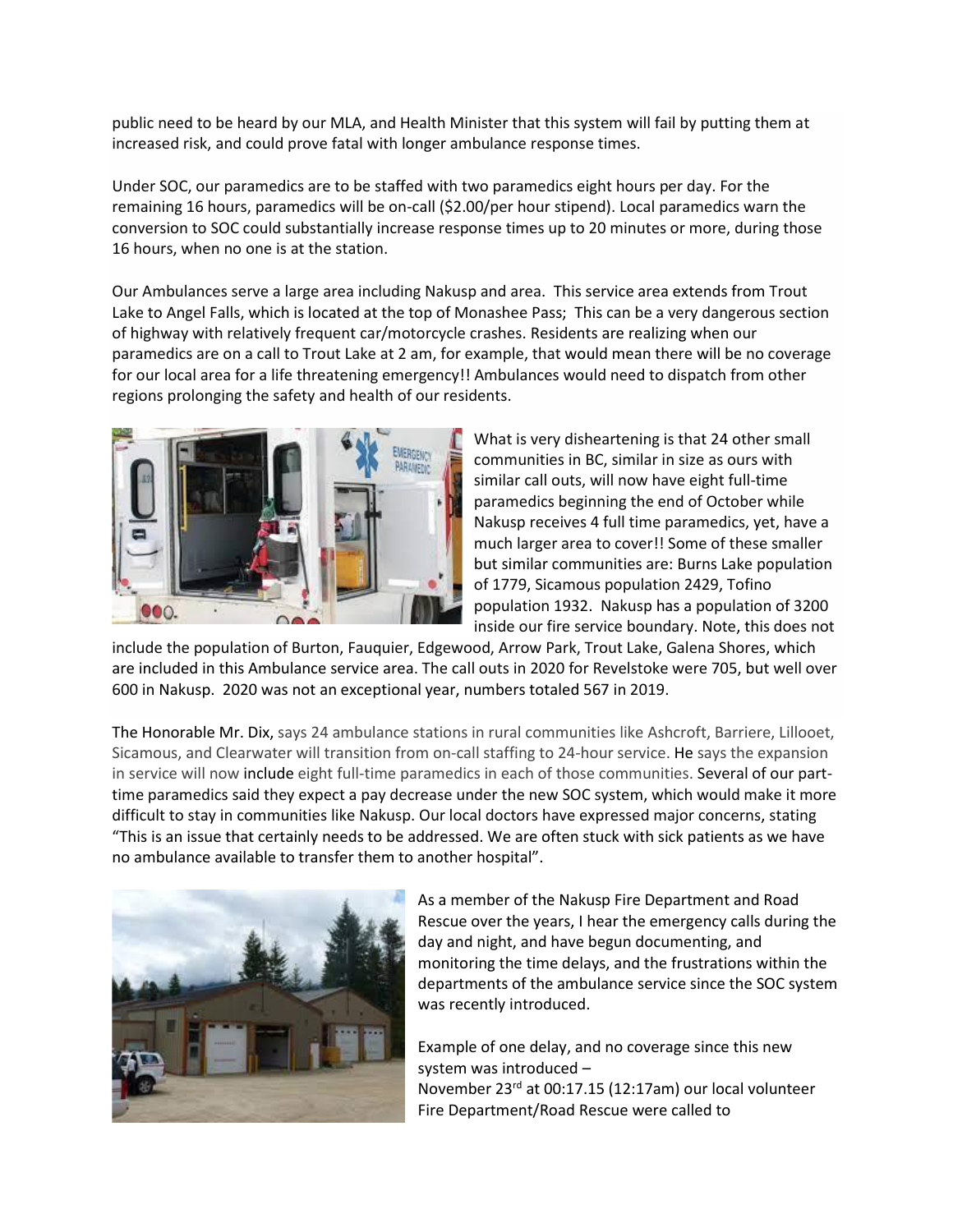public need to be heard by our MLA, and Health Minister that this system will fail by putting them at increased risk, and could prove fatal with longer ambulance response times.

Under SOC, our paramedics are to be staffed with two paramedics eight hours per day. For the remaining 16 hours, paramedics will be on-call ($2.00/per hour stipend). Local paramedics warn the conversion to SOC could substantially increase response times up to 20 minutes or more, during those 16 hours, when no one is at the station.

Our Ambulances serve a large area including Nakusp and area. This service area extends from Trout Lake to Angel Falls, which is located at the top of Monashee Pass; This can be a very dangerous section of highway with relatively frequent car/motorcycle crashes. Residents are realizing when our paramedics are on a call to Trout Lake at 2 am, for example, that would mean there will be no coverage for our local area for a life threatening emergency!! Ambulances would need to dispatch from other regions prolonging the safety and health of our residents.

What is very disheartening is that 24 other small communities in BC, similar in size as ours with similar call outs, will now have eight full-time paramedics beginning the end of October while Nakusp receives 4 full time paramedics, yet, have a much larger area to cover!! Some of these smaller but similar communities are: Burns Lake population of 1779, Sicamous population 2429, Tofino population 1932. Nakusp has a population of 3200 inside our fire service boundary. Note, this does not include the population of Burton, Fauquier, Edgewood, Arrow Park, Trout Lake, Galena Shores, which are included in this Ambulance service area. The call outs in 2020 for Revelstoke were 705, but well over 600 in Nakusp. 2020 was not an exceptional year, numbers totaled 567 in 2019.

The Honorable Mr. Dix, says 24 ambulance stations in rural communities like Ashcroft, Barriere, Lillooet, Sicamous, and Clearwater will transition from on-call staffing to 24-hour service. He says the expansion in service will now include eight full-time paramedics in each of those communities. Several of our part-time paramedics said they expect a pay decrease under the new SOC system, which would make it more difficult to stay in communities like Nakusp. Our local doctors have expressed major concerns, stating "This is an issue that certainly needs to be addressed. We are often stuck with sick patients as we have no ambulance available to transfer them to another hospital".

As a member of the Nakusp Fire Department and Road Rescue over the years, I hear the emergency calls during the day and night, and have begun documenting, and monitoring the time delays, and the frustrations within the departments of the ambulance service since the SOC system was recently introduced.

Example of one delay, and no coverage since this new system was introduced –
November 23rd at 00:17.15 (12:17am) our local volunteer Fire Department/Road Rescue were called to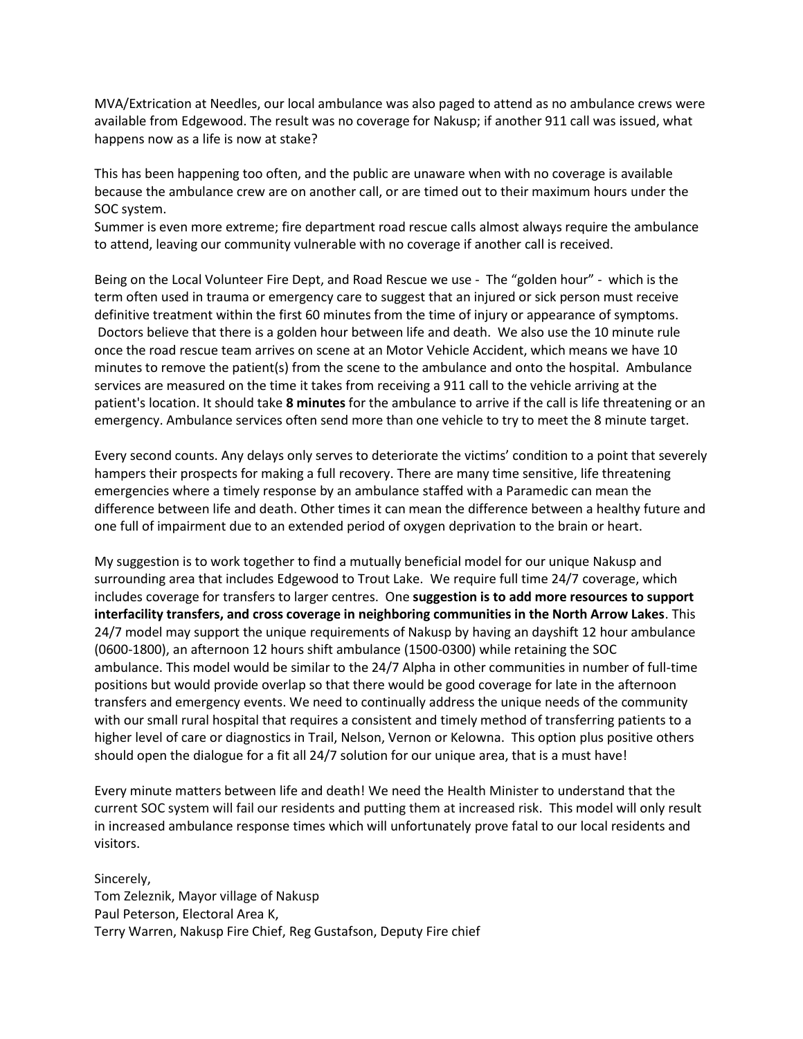MVA/Extrication at Needles, our local ambulance was also paged to attend as no ambulance crews were available from Edgewood. The result was no coverage for Nakusp; if another 911 call was issued, what happens now as a life is now at stake?

This has been happening too often, and the public are unaware when with no coverage is available because the ambulance crew are on another call, or are timed out to their maximum hours under the SOC system.
Summer is even more extreme; fire department road rescue calls almost always require the ambulance to attend, leaving our community vulnerable with no coverage if another call is received.

Being on the Local Volunteer Fire Dept, and Road Rescue we use - The "golden hour" - which is the term often used in trauma or emergency care to suggest that an injured or sick person must receive definitive treatment within the first 60 minutes from the time of injury or appearance of symptoms. Doctors believe that there is a golden hour between life and death. We also use the 10 minute rule once the road rescue team arrives on scene at an Motor Vehicle Accident, which means we have 10 minutes to remove the patient(s) from the scene to the ambulance and onto the hospital. Ambulance services are measured on the time it takes from receiving a 911 call to the vehicle arriving at the patient's location. It should take **8 minutes** for the ambulance to arrive if the call is life threatening or an emergency. Ambulance services often send more than one vehicle to try to meet the 8 minute target.

Every second counts. Any delays only serves to deteriorate the victims' condition to a point that severely hampers their prospects for making a full recovery. There are many time sensitive, life threatening emergencies where a timely response by an ambulance staffed with a Paramedic can mean the difference between life and death. Other times it can mean the difference between a healthy future and one full of impairment due to an extended period of oxygen deprivation to the brain or heart.

My suggestion is to work together to find a mutually beneficial model for our unique Nakusp and surrounding area that includes Edgewood to Trout Lake. We require full time 24/7 coverage, which includes coverage for transfers to larger centres. One **suggestion is to add more resources to support interfacility transfers, and cross coverage in neighboring communities in the North Arrow Lakes**. This 24/7 model may support the unique requirements of Nakusp by having an dayshift 12 hour ambulance (0600-1800), an afternoon 12 hours shift ambulance (1500-0300) while retaining the SOC ambulance. This model would be similar to the 24/7 Alpha in other communities in number of full-time positions but would provide overlap so that there would be good coverage for late in the afternoon transfers and emergency events. We need to continually address the unique needs of the community with our small rural hospital that requires a consistent and timely method of transferring patients to a higher level of care or diagnostics in Trail, Nelson, Vernon or Kelowna. This option plus positive others should open the dialogue for a fit all 24/7 solution for our unique area, that is a must have!

Every minute matters between life and death! We need the Health Minister to understand that the current SOC system will fail our residents and putting them at increased risk. This model will only result in increased ambulance response times which will unfortunately prove fatal to our local residents and visitors.

Sincerely,
Tom Zeleznik, Mayor village of Nakusp
Paul Peterson, Electoral Area K,
Terry Warren, Nakusp Fire Chief, Reg Gustafson, Deputy Fire chief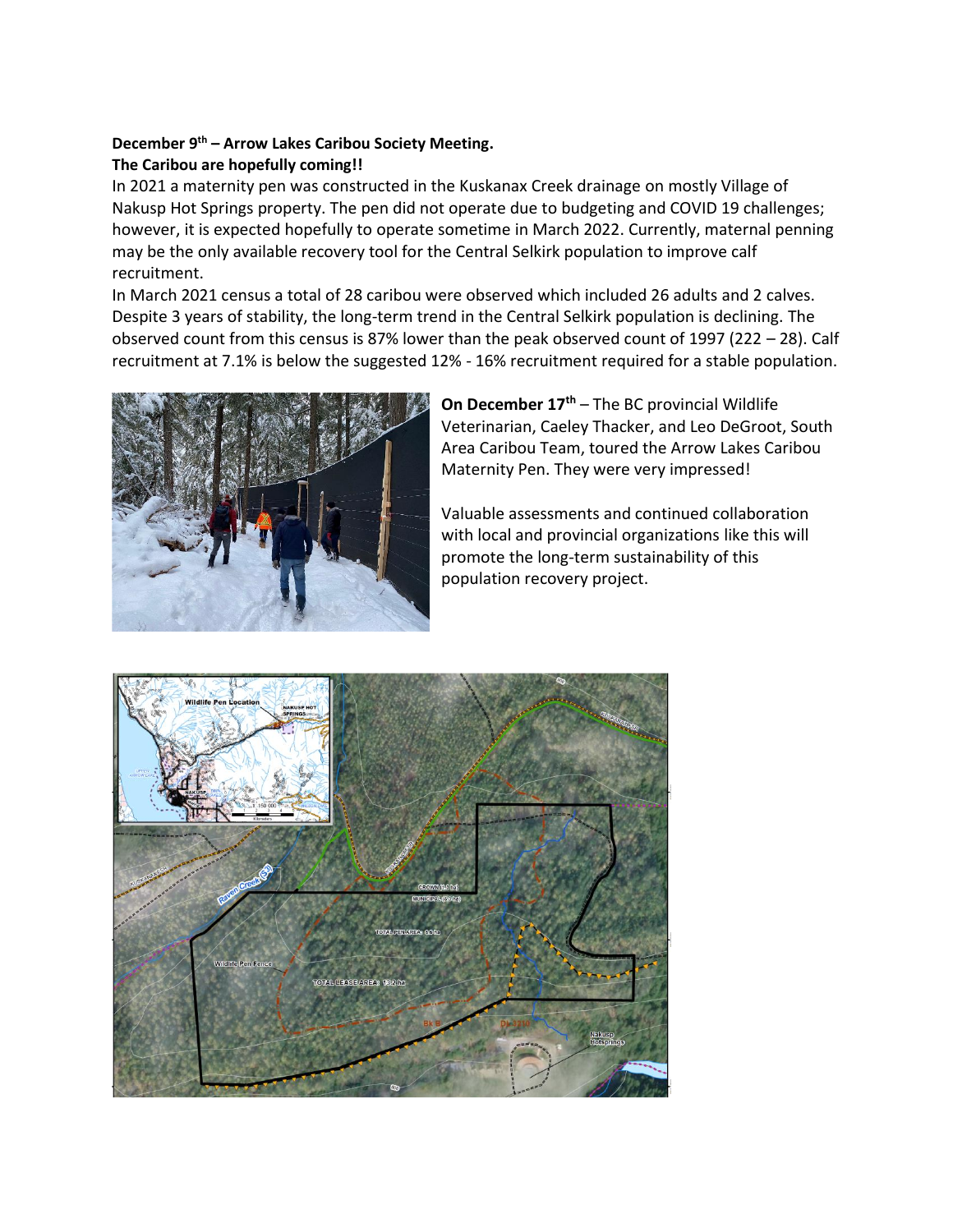**December 9th – Arrow Lakes Caribou Society Meeting.**
**The Caribou are hopefully coming!!**

In 2021 a maternity pen was constructed in the Kuskanax Creek drainage on mostly Village of Nakusp Hot Springs property. The pen did not operate due to budgeting and COVID 19 challenges; however, it is expected hopefully to operate sometime in March 2022. Currently, maternal penning may be the only available recovery tool for the Central Selkirk population to improve calf recruitment.

In March 2021 census a total of 28 caribou were observed which included 26 adults and 2 calves. Despite 3 years of stability, the long-term trend in the Central Selkirk population is declining. The observed count from this census is 87% lower than the peak observed count of 1997 (222 – 28). Calf recruitment at 7.1% is below the suggested 12% - 16% recruitment required for a stable population.

**On December 17th** – The BC provincial Wildlife Veterinarian, Caeley Thacker, and Leo DeGroot, South Area Caribou Team, toured the Arrow Lakes Caribou Maternity Pen. They were very impressed!

Valuable assessments and continued collaboration with local and provincial organizations like this will promote the long-term sustainability of this population recovery project.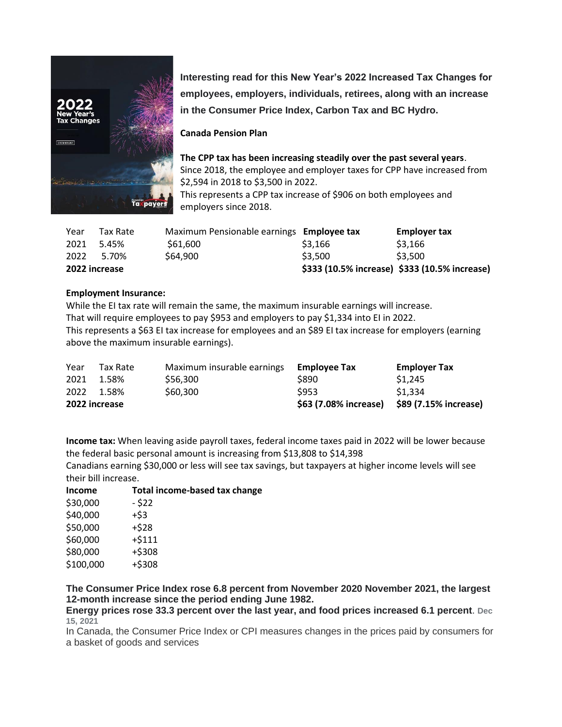**Interesting read for this New Year's 2022 Increased Tax Changes for employees, employers, individuals, retirees, along with an increase in the Consumer Price Index, Carbon Tax and BC Hydro.**

**Canada Pension Plan**

**The CPP tax has been increasing steadily over the past several years**.
Since 2018, the employee and employer taxes for CPP have increased from $2,594 in 2018 to $3,500 in 2022.
This represents a CPP tax increase of $906 on both employees and employers since 2018.

| Year | Tax Rate | Maximum Pensionable earnings | **Employee tax** | **Employer tax** |
|---|---|---|---|---|
| 2021 | 5.45% | $61,600 | $3,166 | $3,166 |
| 2022 | 5.70% | $64,900 | $3,500 | $3,500 |
| **2022 increase** | | | **$333 (10.5% increase)** | **$333 (10.5% increase)** |

**Employment Insurance:**

While the EI tax rate will remain the same, the maximum insurable earnings will increase.
That will require employees to pay $953 and employers to pay $1,334 into EI in 2022.
This represents a $63 EI tax increase for employees and an $89 EI tax increase for employers (earning above the maximum insurable earnings).

| Year | Tax Rate | Maximum insurable earnings | **Employee Tax** | **Employer Tax** |
|---|---|---|---|---|
| 2021 | 1.58% | $56,300 | $890 | $1,245 |
| 2022 | 1.58% | $60,300 | $953 | $1,334 |
| **2022 increase** | | | **$63 (7.08% increase)** | **$89 (7.15% increase)** |

**Income tax:** When leaving aside payroll taxes, federal income taxes paid in 2022 will be lower because the federal basic personal amount is increasing from $13,808 to $14,398
Canadians earning $30,000 or less will see tax savings, but taxpayers at higher income levels will see their bill increase.

| **Income** | **Total income-based tax change** |
|---|---|
| $30,000 | - $22 |
| $40,000 | +$3 |
| $50,000 | +$28 |
| $60,000 | +$111 |
| $80,000 | +$308 |
| $100,000 | +$308 |

**The Consumer Price Index rose 6.8 percent from November 2020 November 2021, the largest 12-month increase since the period ending June 1982.**
**Energy prices rose 33.3 percent over the last year, and food prices increased 6.1 percent**. Dec 15, 2021
In Canada, the Consumer Price Index or CPI measures changes in the prices paid by consumers for a basket of goods and services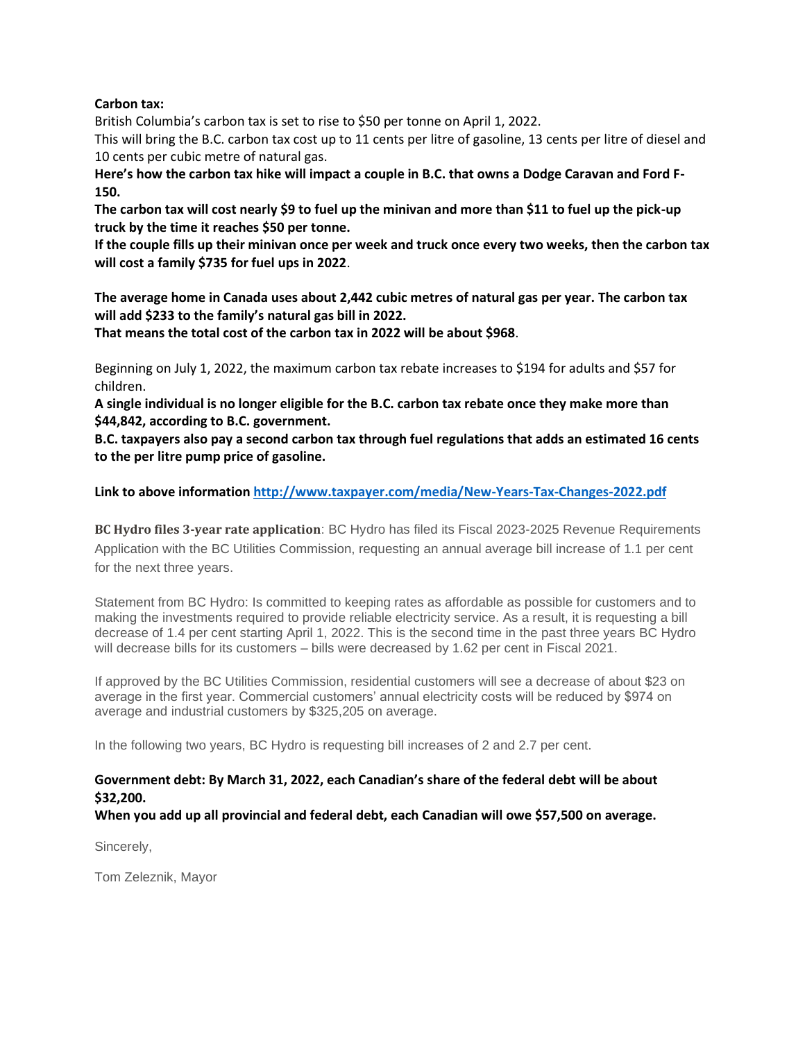**Carbon tax:**

British Columbia's carbon tax is set to rise to $50 per tonne on April 1, 2022.

This will bring the B.C. carbon tax cost up to 11 cents per litre of gasoline, 13 cents per litre of diesel and 10 cents per cubic metre of natural gas.

**Here's how the carbon tax hike will impact a couple in B.C. that owns a Dodge Caravan and Ford F-150.**

**The carbon tax will cost nearly $9 to fuel up the minivan and more than $11 to fuel up the pick-up truck by the time it reaches $50 per tonne.**

**If the couple fills up their minivan once per week and truck once every two weeks, then the carbon tax will cost a family $735 for fuel ups in 2022**.

**The average home in Canada uses about 2,442 cubic metres of natural gas per year. The carbon tax will add $233 to the family's natural gas bill in 2022.**

**That means the total cost of the carbon tax in 2022 will be about $968**.

Beginning on July 1, 2022, the maximum carbon tax rebate increases to $194 for adults and $57 for children.

**A single individual is no longer eligible for the B.C. carbon tax rebate once they make more than $44,842, according to B.C. government.**

**B.C. taxpayers also pay a second carbon tax through fuel regulations that adds an estimated 16 cents to the per litre pump price of gasoline.**

**Link to above information [http://www.taxpayer.com/media/New-Years-Tax-Changes-2022.pdf](http://www.taxpayer.com/media/New-Years-Tax-Changes-2022.pdf)**

**BC Hydro files 3-year rate application**: BC Hydro has filed its Fiscal 2023-2025 Revenue Requirements Application with the BC Utilities Commission, requesting an annual average bill increase of 1.1 per cent for the next three years.

Statement from BC Hydro: Is committed to keeping rates as affordable as possible for customers and to making the investments required to provide reliable electricity service. As a result, it is requesting a bill decrease of 1.4 per cent starting April 1, 2022. This is the second time in the past three years BC Hydro will decrease bills for its customers – bills were decreased by 1.62 per cent in Fiscal 2021.

If approved by the BC Utilities Commission, residential customers will see a decrease of about $23 on average in the first year. Commercial customers' annual electricity costs will be reduced by $974 on average and industrial customers by $325,205 on average.

In the following two years, BC Hydro is requesting bill increases of 2 and 2.7 per cent.

**Government debt: By March 31, 2022, each Canadian's share of the federal debt will be about $32,200.**

**When you add up all provincial and federal debt, each Canadian will owe $57,500 on average.**

Sincerely,

Tom Zeleznik, Mayor